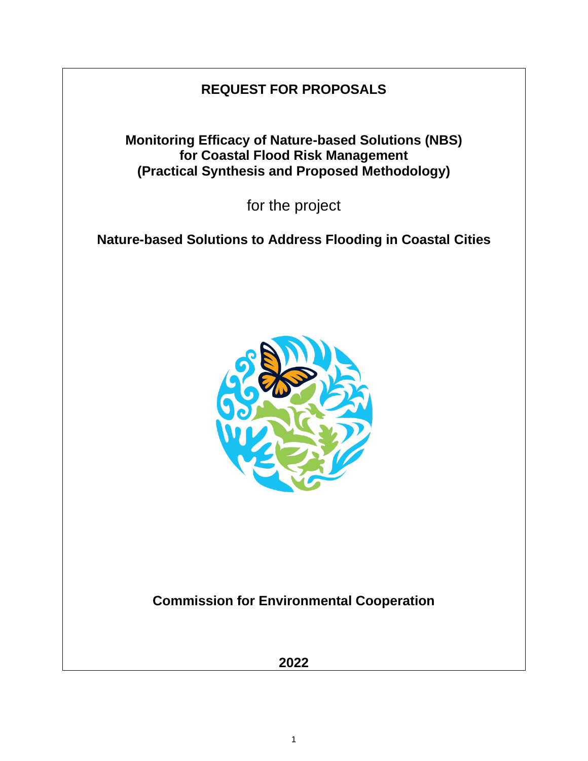# REQUEST FOR PROPOSALS

## Monitoring Efficacy of Nature-based Solutions (NBS) for Coastal Flood Risk Management (Practical Synthesis and Proposed Methodology)

for the project

## Nature-based Solutions to Address Flooding in Coastal Cities

**Commission for Environmental Cooperation**

**2022**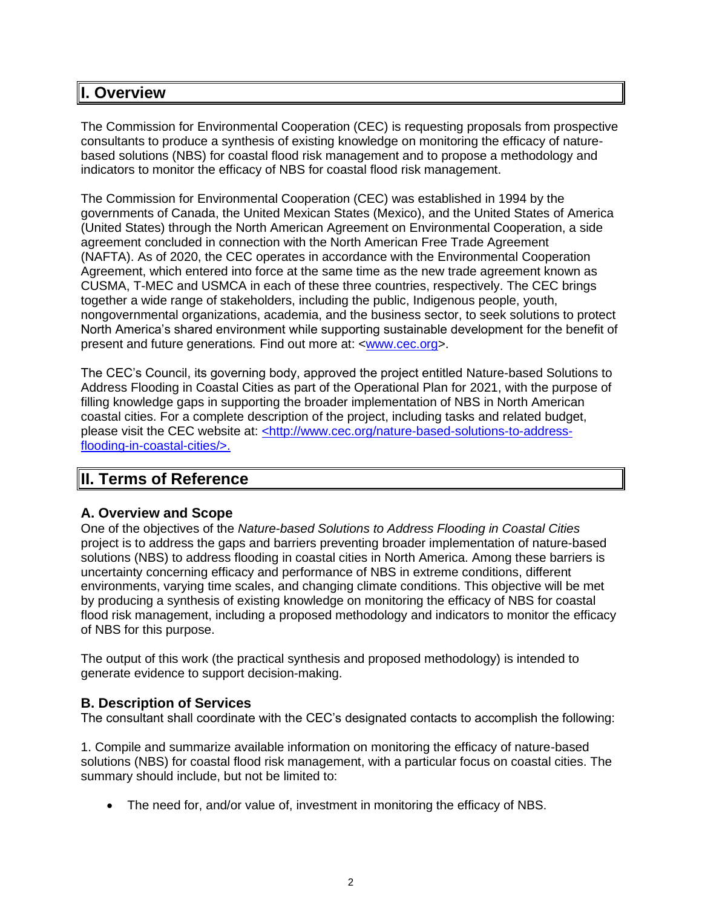## I. Overview

The Commission for Environmental Cooperation (CEC) is requesting proposals from prospective consultants to produce a synthesis of existing knowledge on monitoring the efficacy of nature-based solutions (NBS) for coastal flood risk management and to propose a methodology and indicators to monitor the efficacy of NBS for coastal flood risk management.

The Commission for Environmental Cooperation (CEC) was established in 1994 by the governments of Canada, the United Mexican States (Mexico), and the United States of America (United States) through the North American Agreement on Environmental Cooperation, a side agreement concluded in connection with the North American Free Trade Agreement (NAFTA). As of 2020, the CEC operates in accordance with the Environmental Cooperation Agreement, which entered into force at the same time as the new trade agreement known as CUSMA, T-MEC and USMCA in each of these three countries, respectively. The CEC brings together a wide range of stakeholders, including the public, Indigenous people, youth, nongovernmental organizations, academia, and the business sector, to seek solutions to protect North America's shared environment while supporting sustainable development for the benefit of present and future generations. Find out more at: <www.cec.org>.

The CEC's Council, its governing body, approved the project entitled Nature-based Solutions to Address Flooding in Coastal Cities as part of the Operational Plan for 2021, with the purpose of filling knowledge gaps in supporting the broader implementation of NBS in North American coastal cities. For a complete description of the project, including tasks and related budget, please visit the CEC website at: <http://www.cec.org/nature-based-solutions-to-address-flooding-in-coastal-cities/>.

## II. Terms of Reference

### A. Overview and Scope

One of the objectives of the *Nature-based Solutions to Address Flooding in Coastal Cities* project is to address the gaps and barriers preventing broader implementation of nature-based solutions (NBS) to address flooding in coastal cities in North America. Among these barriers is uncertainty concerning efficacy and performance of NBS in extreme conditions, different environments, varying time scales, and changing climate conditions. This objective will be met by producing a synthesis of existing knowledge on monitoring the efficacy of NBS for coastal flood risk management, including a proposed methodology and indicators to monitor the efficacy of NBS for this purpose.

The output of this work (the practical synthesis and proposed methodology) is intended to generate evidence to support decision-making.

### B. Description of Services

The consultant shall coordinate with the CEC's designated contacts to accomplish the following:

1. Compile and summarize available information on monitoring the efficacy of nature-based solutions (NBS) for coastal flood risk management, with a particular focus on coastal cities. The summary should include, but not be limited to:

   - The need for, and/or value of, investment in monitoring the efficacy of NBS.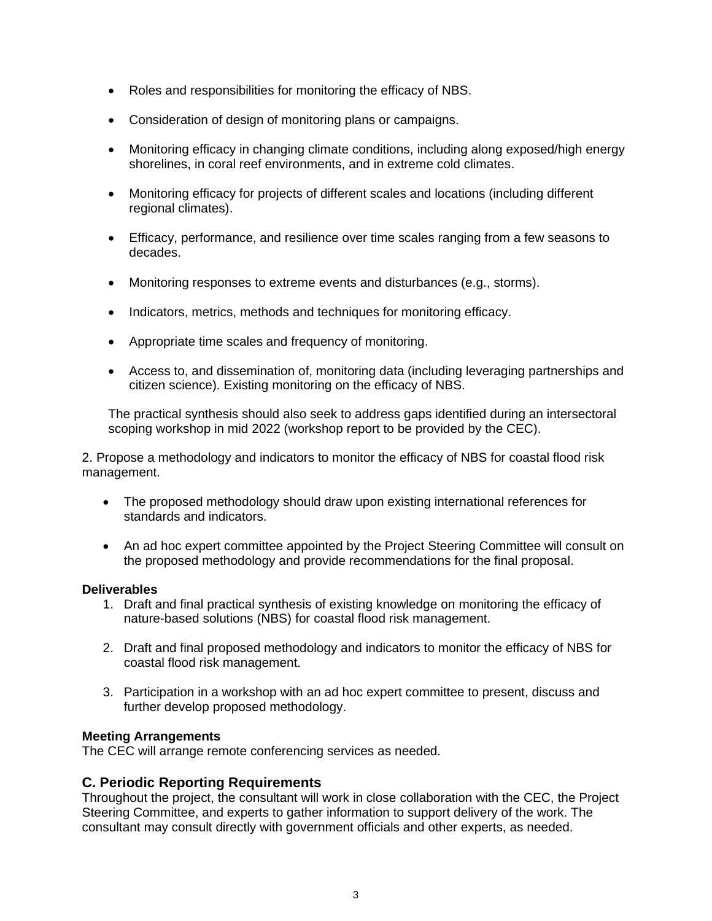- Roles and responsibilities for monitoring the efficacy of NBS.
- Consideration of design of monitoring plans or campaigns.
- Monitoring efficacy in changing climate conditions, including along exposed/high energy shorelines, in coral reef environments, and in extreme cold climates.
- Monitoring efficacy for projects of different scales and locations (including different regional climates).
- Efficacy, performance, and resilience over time scales ranging from a few seasons to decades.
- Monitoring responses to extreme events and disturbances (e.g., storms).
- Indicators, metrics, methods and techniques for monitoring efficacy.
- Appropriate time scales and frequency of monitoring.
- Access to, and dissemination of, monitoring data (including leveraging partnerships and citizen science). Existing monitoring on the efficacy of NBS.

The practical synthesis should also seek to address gaps identified during an intersectoral scoping workshop in mid 2022 (workshop report to be provided by the CEC).

2. Propose a methodology and indicators to monitor the efficacy of NBS for coastal flood risk management.

- The proposed methodology should draw upon existing international references for standards and indicators.
- An ad hoc expert committee appointed by the Project Steering Committee will consult on the proposed methodology and provide recommendations for the final proposal.

**Deliverables**

1. Draft and final practical synthesis of existing knowledge on monitoring the efficacy of nature-based solutions (NBS) for coastal flood risk management.
2. Draft and final proposed methodology and indicators to monitor the efficacy of NBS for coastal flood risk management.
3. Participation in a workshop with an ad hoc expert committee to present, discuss and further develop proposed methodology.

**Meeting Arrangements**

The CEC will arrange remote conferencing services as needed.

## C. Periodic Reporting Requirements

Throughout the project, the consultant will work in close collaboration with the CEC, the Project Steering Committee, and experts to gather information to support delivery of the work. The consultant may consult directly with government officials and other experts, as needed.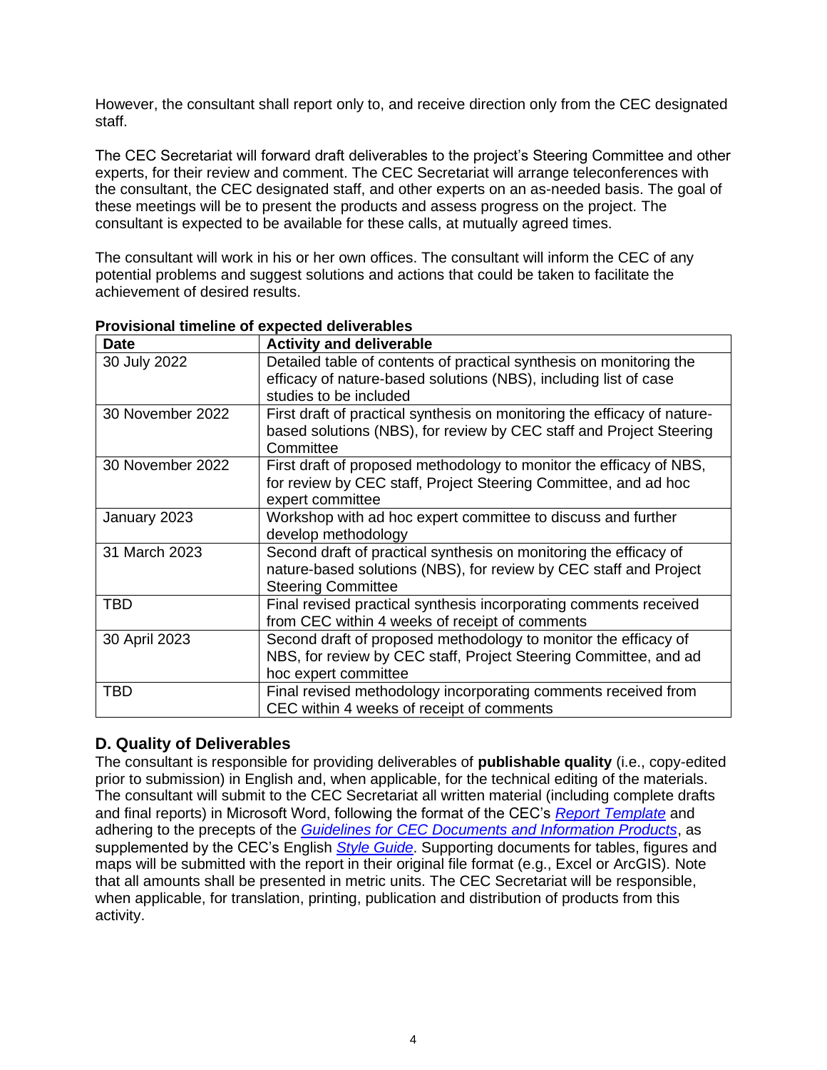However, the consultant shall report only to, and receive direction only from the CEC designated staff.

The CEC Secretariat will forward draft deliverables to the project's Steering Committee and other experts, for their review and comment. The CEC Secretariat will arrange teleconferences with the consultant, the CEC designated staff, and other experts on an as-needed basis. The goal of these meetings will be to present the products and assess progress on the project. The consultant is expected to be available for these calls, at mutually agreed times.

The consultant will work in his or her own offices. The consultant will inform the CEC of any potential problems and suggest solutions and actions that could be taken to facilitate the achievement of desired results.

**Provisional timeline of expected deliverables**

| Date | Activity and deliverable |
|---|---|
| 30 July 2022 | Detailed table of contents of practical synthesis on monitoring the efficacy of nature-based solutions (NBS), including list of case studies to be included |
| 30 November 2022 | First draft of practical synthesis on monitoring the efficacy of nature-based solutions (NBS), for review by CEC staff and Project Steering Committee |
| 30 November 2022 | First draft of proposed methodology to monitor the efficacy of NBS, for review by CEC staff, Project Steering Committee, and ad hoc expert committee |
| January 2023 | Workshop with ad hoc expert committee to discuss and further develop methodology |
| 31 March 2023 | Second draft of practical synthesis on monitoring the efficacy of nature-based solutions (NBS), for review by CEC staff and Project Steering Committee |
| TBD | Final revised practical synthesis incorporating comments received from CEC within 4 weeks of receipt of comments |
| 30 April 2023 | Second draft of proposed methodology to monitor the efficacy of NBS, for review by CEC staff, Project Steering Committee, and ad hoc expert committee |
| TBD | Final revised methodology incorporating comments received from CEC within 4 weeks of receipt of comments |

## D. Quality of Deliverables

The consultant is responsible for providing deliverables of **publishable quality** (i.e., copy-edited prior to submission) in English and, when applicable, for the technical editing of the materials. The consultant will submit to the CEC Secretariat all written material (including complete drafts and final reports) in Microsoft Word, following the format of the CEC's *Report Template* and adhering to the precepts of the *Guidelines for CEC Documents and Information Products*, as supplemented by the CEC's English *Style Guide*. Supporting documents for tables, figures and maps will be submitted with the report in their original file format (e.g., Excel or ArcGIS). Note that all amounts shall be presented in metric units. The CEC Secretariat will be responsible, when applicable, for translation, printing, publication and distribution of products from this activity.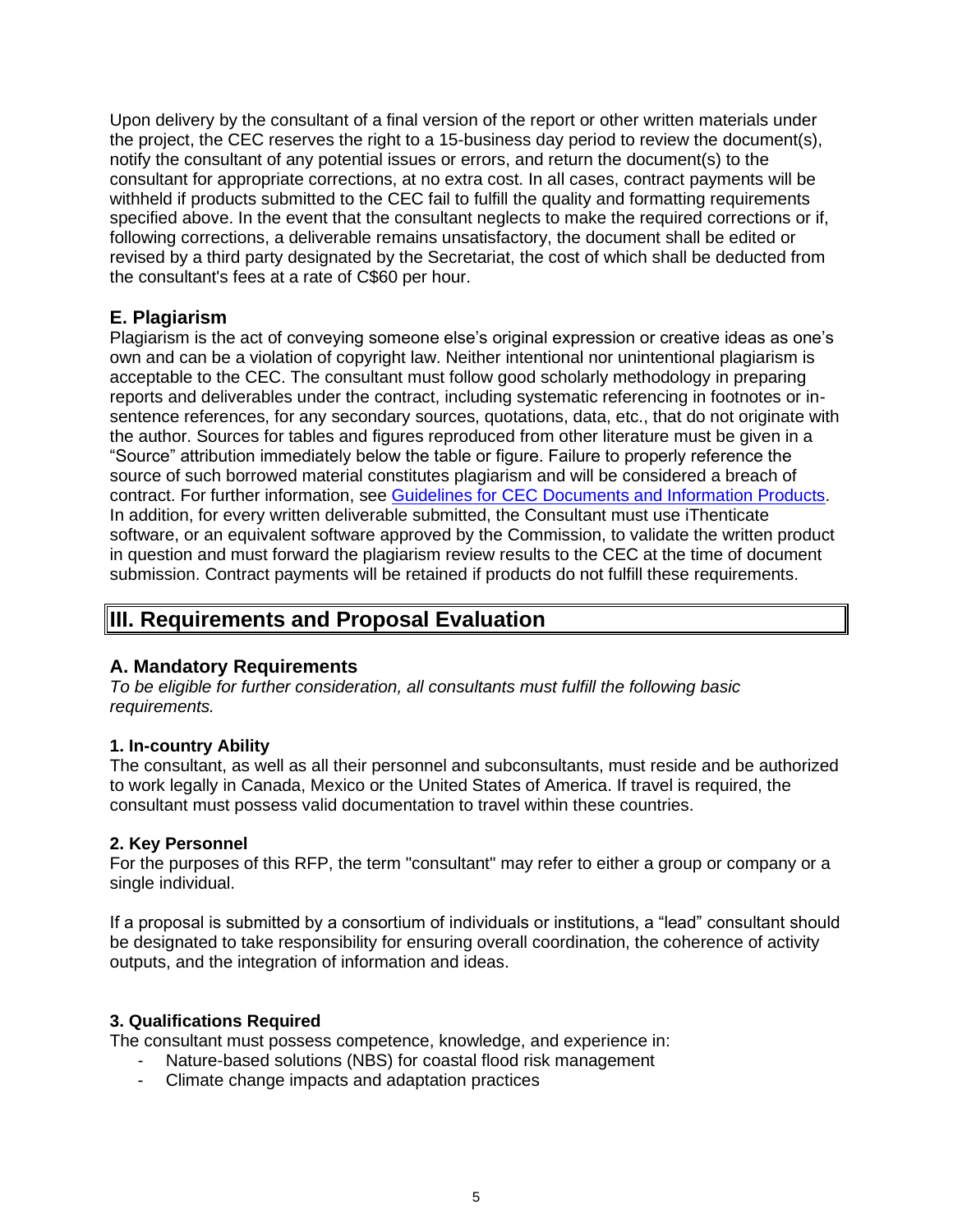Upon delivery by the consultant of a final version of the report or other written materials under the project, the CEC reserves the right to a 15-business day period to review the document(s), notify the consultant of any potential issues or errors, and return the document(s) to the consultant for appropriate corrections, at no extra cost. In all cases, contract payments will be withheld if products submitted to the CEC fail to fulfill the quality and formatting requirements specified above. In the event that the consultant neglects to make the required corrections or if, following corrections, a deliverable remains unsatisfactory, the document shall be edited or revised by a third party designated by the Secretariat, the cost of which shall be deducted from the consultant's fees at a rate of C$60 per hour.

### E. Plagiarism

Plagiarism is the act of conveying someone else's original expression or creative ideas as one's own and can be a violation of copyright law. Neither intentional nor unintentional plagiarism is acceptable to the CEC. The consultant must follow good scholarly methodology in preparing reports and deliverables under the contract, including systematic referencing in footnotes or in-sentence references, for any secondary sources, quotations, data, etc., that do not originate with the author. Sources for tables and figures reproduced from other literature must be given in a "Source" attribution immediately below the table or figure. Failure to properly reference the source of such borrowed material constitutes plagiarism and will be considered a breach of contract. For further information, see Guidelines for CEC Documents and Information Products. In addition, for every written deliverable submitted, the Consultant must use iThenticate software, or an equivalent software approved by the Commission, to validate the written product in question and must forward the plagiarism review results to the CEC at the time of document submission. Contract payments will be retained if products do not fulfill these requirements.

## III. Requirements and Proposal Evaluation

### A. Mandatory Requirements

*To be eligible for further consideration, all consultants must fulfill the following basic requirements.*

#### 1. In-country Ability

The consultant, as well as all their personnel and subconsultants, must reside and be authorized to work legally in Canada, Mexico or the United States of America. If travel is required, the consultant must possess valid documentation to travel within these countries.

#### 2. Key Personnel

For the purposes of this RFP, the term "consultant" may refer to either a group or company or a single individual.

If a proposal is submitted by a consortium of individuals or institutions, a "lead" consultant should be designated to take responsibility for ensuring overall coordination, the coherence of activity outputs, and the integration of information and ideas.

#### 3. Qualifications Required

The consultant must possess competence, knowledge, and experience in:

- Nature-based solutions (NBS) for coastal flood risk management
- Climate change impacts and adaptation practices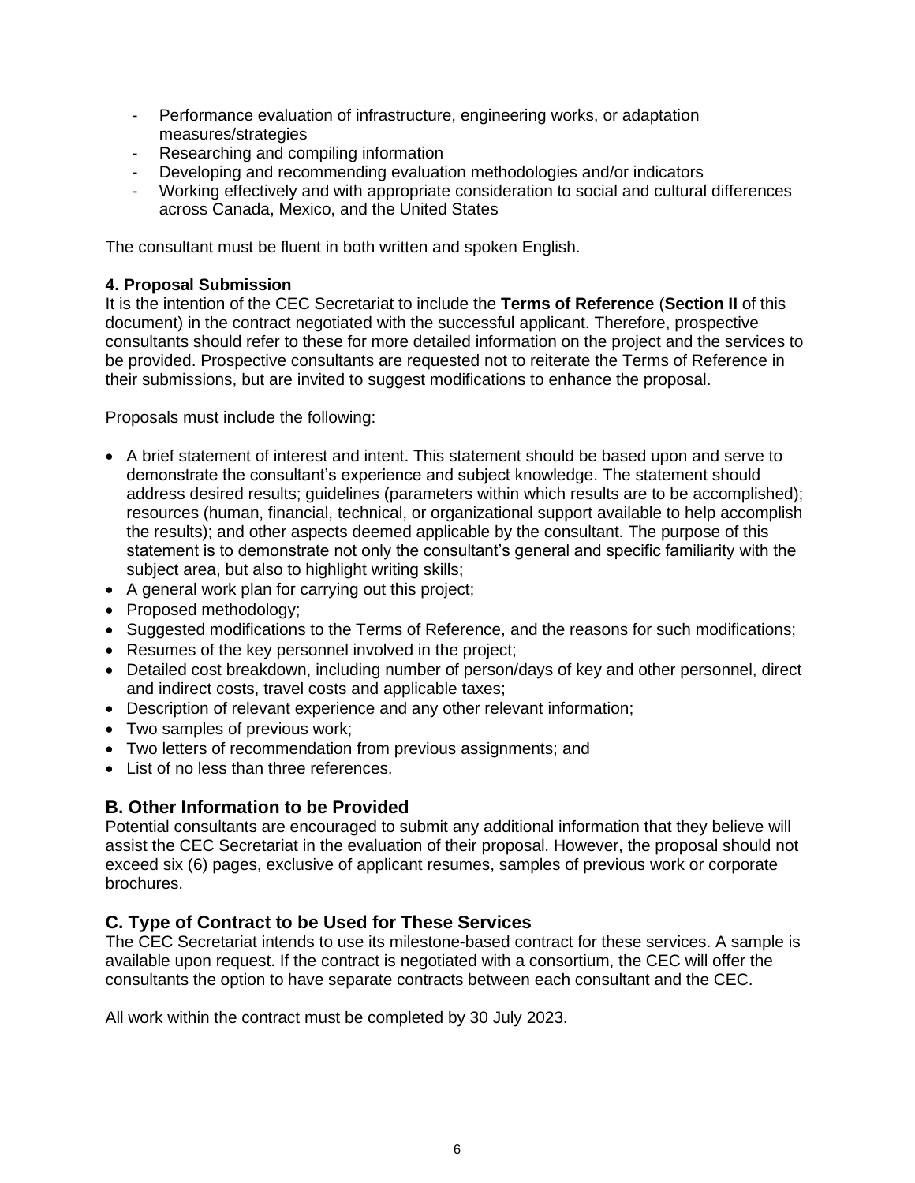- Performance evaluation of infrastructure, engineering works, or adaptation measures/strategies
- Researching and compiling information
- Developing and recommending evaluation methodologies and/or indicators
- Working effectively and with appropriate consideration to social and cultural differences across Canada, Mexico, and the United States

The consultant must be fluent in both written and spoken English.

#### 4. Proposal Submission

It is the intention of the CEC Secretariat to include the **Terms of Reference** (**Section II** of this document) in the contract negotiated with the successful applicant. Therefore, prospective consultants should refer to these for more detailed information on the project and the services to be provided. Prospective consultants are requested not to reiterate the Terms of Reference in their submissions, but are invited to suggest modifications to enhance the proposal.

Proposals must include the following:

- A brief statement of interest and intent. This statement should be based upon and serve to demonstrate the consultant's experience and subject knowledge. The statement should address desired results; guidelines (parameters within which results are to be accomplished); resources (human, financial, technical, or organizational support available to help accomplish the results); and other aspects deemed applicable by the consultant. The purpose of this statement is to demonstrate not only the consultant's general and specific familiarity with the subject area, but also to highlight writing skills;
- A general work plan for carrying out this project;
- Proposed methodology;
- Suggested modifications to the Terms of Reference, and the reasons for such modifications;
- Resumes of the key personnel involved in the project;
- Detailed cost breakdown, including number of person/days of key and other personnel, direct and indirect costs, travel costs and applicable taxes;
- Description of relevant experience and any other relevant information;
- Two samples of previous work;
- Two letters of recommendation from previous assignments; and
- List of no less than three references.

## B. Other Information to be Provided

Potential consultants are encouraged to submit any additional information that they believe will assist the CEC Secretariat in the evaluation of their proposal. However, the proposal should not exceed six (6) pages, exclusive of applicant resumes, samples of previous work or corporate brochures.

## C. Type of Contract to be Used for These Services

The CEC Secretariat intends to use its milestone-based contract for these services. A sample is available upon request. If the contract is negotiated with a consortium, the CEC will offer the consultants the option to have separate contracts between each consultant and the CEC.

All work within the contract must be completed by 30 July 2023.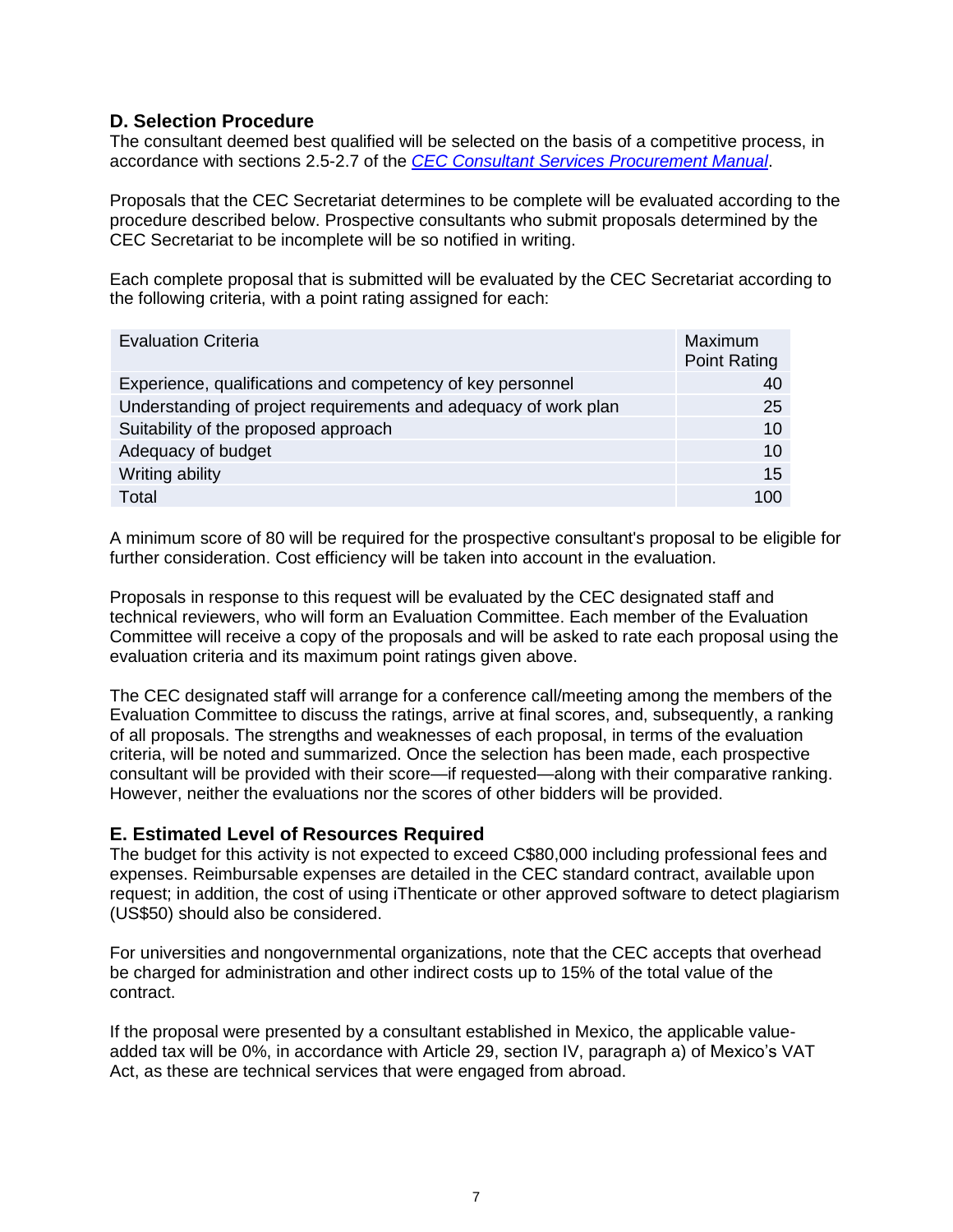## D. Selection Procedure

The consultant deemed best qualified will be selected on the basis of a competitive process, in accordance with sections 2.5-2.7 of the *CEC Consultant Services Procurement Manual*.

Proposals that the CEC Secretariat determines to be complete will be evaluated according to the procedure described below. Prospective consultants who submit proposals determined by the CEC Secretariat to be incomplete will be so notified in writing.

Each complete proposal that is submitted will be evaluated by the CEC Secretariat according to the following criteria, with a point rating assigned for each:

| Evaluation Criteria | Maximum Point Rating |
| --- | --- |
| Experience, qualifications and competency of key personnel | 40 |
| Understanding of project requirements and adequacy of work plan | 25 |
| Suitability of the proposed approach | 10 |
| Adequacy of budget | 10 |
| Writing ability | 15 |
| Total | 100 |

A minimum score of 80 will be required for the prospective consultant's proposal to be eligible for further consideration. Cost efficiency will be taken into account in the evaluation.

Proposals in response to this request will be evaluated by the CEC designated staff and technical reviewers, who will form an Evaluation Committee. Each member of the Evaluation Committee will receive a copy of the proposals and will be asked to rate each proposal using the evaluation criteria and its maximum point ratings given above.

The CEC designated staff will arrange for a conference call/meeting among the members of the Evaluation Committee to discuss the ratings, arrive at final scores, and, subsequently, a ranking of all proposals. The strengths and weaknesses of each proposal, in terms of the evaluation criteria, will be noted and summarized. Once the selection has been made, each prospective consultant will be provided with their score—if requested—along with their comparative ranking. However, neither the evaluations nor the scores of other bidders will be provided.

## E. Estimated Level of Resources Required

The budget for this activity is not expected to exceed C$80,000 including professional fees and expenses. Reimbursable expenses are detailed in the CEC standard contract, available upon request; in addition, the cost of using iThenticate or other approved software to detect plagiarism (US$50) should also be considered.

For universities and nongovernmental organizations, note that the CEC accepts that overhead be charged for administration and other indirect costs up to 15% of the total value of the contract.

If the proposal were presented by a consultant established in Mexico, the applicable value-added tax will be 0%, in accordance with Article 29, section IV, paragraph a) of Mexico's VAT Act, as these are technical services that were engaged from abroad.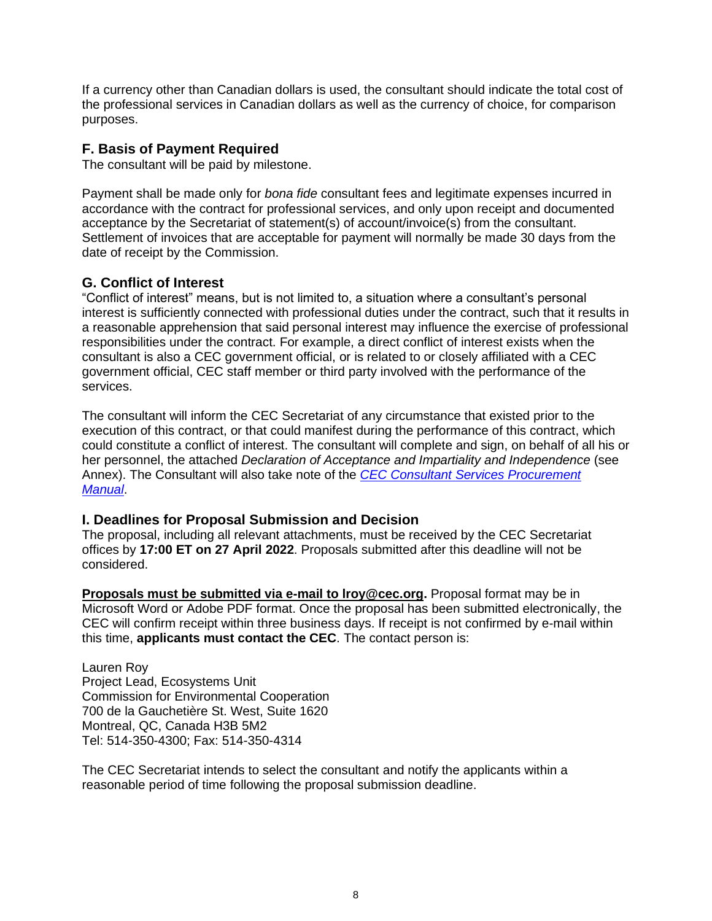If a currency other than Canadian dollars is used, the consultant should indicate the total cost of the professional services in Canadian dollars as well as the currency of choice, for comparison purposes.

## F. Basis of Payment Required

The consultant will be paid by milestone.

Payment shall be made only for *bona fide* consultant fees and legitimate expenses incurred in accordance with the contract for professional services, and only upon receipt and documented acceptance by the Secretariat of statement(s) of account/invoice(s) from the consultant. Settlement of invoices that are acceptable for payment will normally be made 30 days from the date of receipt by the Commission.

## G. Conflict of Interest

"Conflict of interest" means, but is not limited to, a situation where a consultant's personal interest is sufficiently connected with professional duties under the contract, such that it results in a reasonable apprehension that said personal interest may influence the exercise of professional responsibilities under the contract. For example, a direct conflict of interest exists when the consultant is also a CEC government official, or is related to or closely affiliated with a CEC government official, CEC staff member or third party involved with the performance of the services.

The consultant will inform the CEC Secretariat of any circumstance that existed prior to the execution of this contract, or that could manifest during the performance of this contract, which could constitute a conflict of interest. The consultant will complete and sign, on behalf of all his or her personnel, the attached *Declaration of Acceptance and Impartiality and Independence* (see Annex). The Consultant will also take note of the *CEC Consultant Services Procurement Manual*.

## I. Deadlines for Proposal Submission and Decision

The proposal, including all relevant attachments, must be received by the CEC Secretariat offices by **17:00 ET on 27 April 2022**. Proposals submitted after this deadline will not be considered.

**Proposals must be submitted via e-mail to lroy@cec.org.** Proposal format may be in Microsoft Word or Adobe PDF format. Once the proposal has been submitted electronically, the CEC will confirm receipt within three business days. If receipt is not confirmed by e-mail within this time, **applicants must contact the CEC**. The contact person is:

Lauren Roy
Project Lead, Ecosystems Unit
Commission for Environmental Cooperation
700 de la Gauchetière St. West, Suite 1620
Montreal, QC, Canada H3B 5M2
Tel: 514-350-4300; Fax: 514-350-4314

The CEC Secretariat intends to select the consultant and notify the applicants within a reasonable period of time following the proposal submission deadline.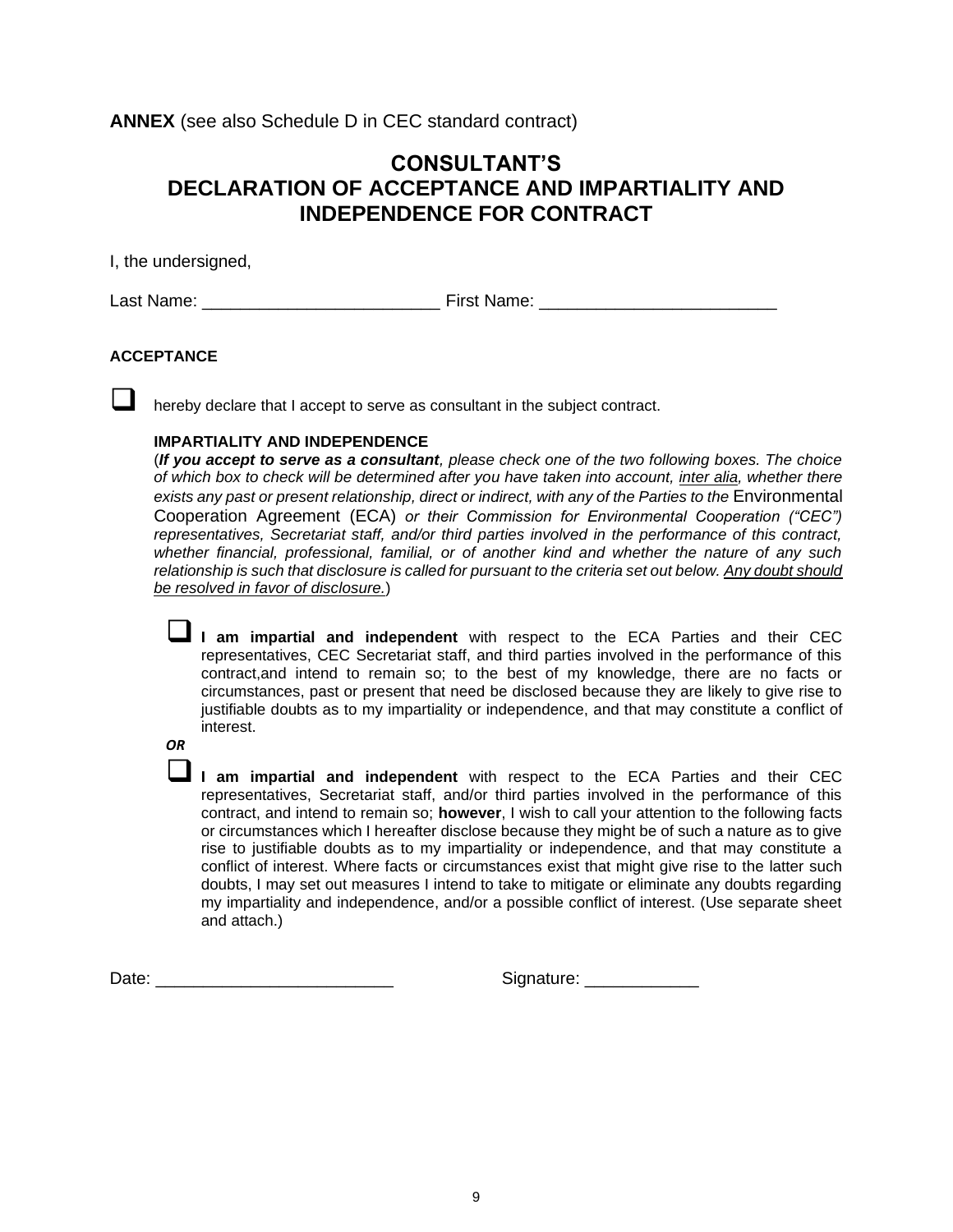**ANNEX** (see also Schedule D in CEC standard contract)

# CONSULTANT'S DECLARATION OF ACCEPTANCE AND IMPARTIALITY AND INDEPENDENCE FOR CONTRACT

I, the undersigned,

Last Name: _________________________ First Name: _________________________

**ACCEPTANCE**

☐ hereby declare that I accept to serve as consultant in the subject contract.

**IMPARTIALITY AND INDEPENDENCE**

(***If you accept to serve as a consultant****, please check one of the two following boxes. The choice of which box to check will be determined after you have taken into account, inter alia, whether there exists any past or present relationship, direct or indirect, with any of the Parties to the* Environmental Cooperation Agreement (ECA) *or their Commission for Environmental Cooperation ("CEC") representatives, Secretariat staff, and/or third parties involved in the performance of this contract, whether financial, professional, familial, or of another kind and whether the nature of any such relationship is such that disclosure is called for pursuant to the criteria set out below. Any doubt should be resolved in favor of disclosure.*)

☐ **I am impartial and independent** with respect to the ECA Parties and their CEC representatives, CEC Secretariat staff, and third parties involved in the performance of this contract,and intend to remain so; to the best of my knowledge, there are no facts or circumstances, past or present that need be disclosed because they are likely to give rise to justifiable doubts as to my impartiality or independence, and that may constitute a conflict of interest.

***OR***

☐ **I am impartial and independent** with respect to the ECA Parties and their CEC representatives, Secretariat staff, and/or third parties involved in the performance of this contract, and intend to remain so; **however**, I wish to call your attention to the following facts or circumstances which I hereafter disclose because they might be of such a nature as to give rise to justifiable doubts as to my impartiality or independence, and that may constitute a conflict of interest. Where facts or circumstances exist that might give rise to the latter such doubts, I may set out measures I intend to take to mitigate or eliminate any doubts regarding my impartiality and independence, and/or a possible conflict of interest. (Use separate sheet and attach.)

Date: _________________________ Signature: ____________